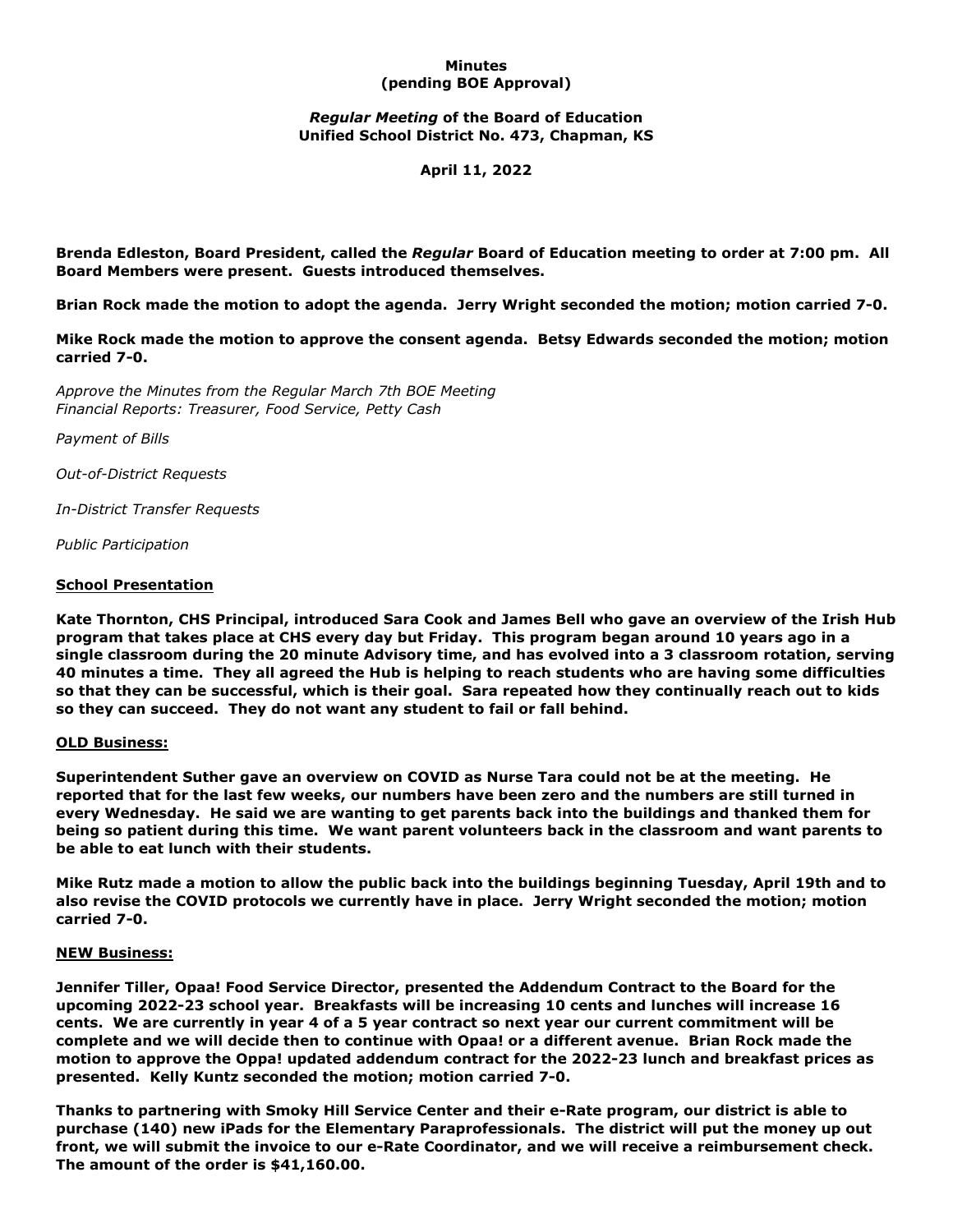**Minutes**
**(pending BOE Approval)**

***Regular Meeting* of the Board of Education**
**Unified School District No. 473, Chapman, KS**

**April 11, 2022**

**Brenda Edleston, Board President, called the *Regular* Board of Education meeting to order at 7:00 pm. All Board Members were present. Guests introduced themselves.**

**Brian Rock made the motion to adopt the agenda. Jerry Wright seconded the motion; motion carried 7-0.**

**Mike Rock made the motion to approve the consent agenda. Betsy Edwards seconded the motion; motion carried 7-0.**

*Approve the Minutes from the Regular March 7th BOE Meeting*
*Financial Reports: Treasurer, Food Service, Petty Cash*

*Payment of Bills*

*Out-of-District Requests*

*In-District Transfer Requests*

*Public Participation*

## School Presentation

**Kate Thornton, CHS Principal, introduced Sara Cook and James Bell who gave an overview of the Irish Hub program that takes place at CHS every day but Friday. This program began around 10 years ago in a single classroom during the 20 minute Advisory time, and has evolved into a 3 classroom rotation, serving 40 minutes a time. They all agreed the Hub is helping to reach students who are having some difficulties so that they can be successful, which is their goal. Sara repeated how they continually reach out to kids so they can succeed. They do not want any student to fail or fall behind.**

## OLD Business:

**Superintendent Suther gave an overview on COVID as Nurse Tara could not be at the meeting. He reported that for the last few weeks, our numbers have been zero and the numbers are still turned in every Wednesday. He said we are wanting to get parents back into the buildings and thanked them for being so patient during this time. We want parent volunteers back in the classroom and want parents to be able to eat lunch with their students.**

**Mike Rutz made a motion to allow the public back into the buildings beginning Tuesday, April 19th and to also revise the COVID protocols we currently have in place. Jerry Wright seconded the motion; motion carried 7-0.**

## NEW Business:

**Jennifer Tiller, Opaa! Food Service Director, presented the Addendum Contract to the Board for the upcoming 2022-23 school year. Breakfasts will be increasing 10 cents and lunches will increase 16 cents. We are currently in year 4 of a 5 year contract so next year our current commitment will be complete and we will decide then to continue with Opaa! or a different avenue. Brian Rock made the motion to approve the Oppa! updated addendum contract for the 2022-23 lunch and breakfast prices as presented. Kelly Kuntz seconded the motion; motion carried 7-0.**

**Thanks to partnering with Smoky Hill Service Center and their e-Rate program, our district is able to purchase (140) new iPads for the Elementary Paraprofessionals. The district will put the money up out front, we will submit the invoice to our e-Rate Coordinator, and we will receive a reimbursement check. The amount of the order is $41,160.00.**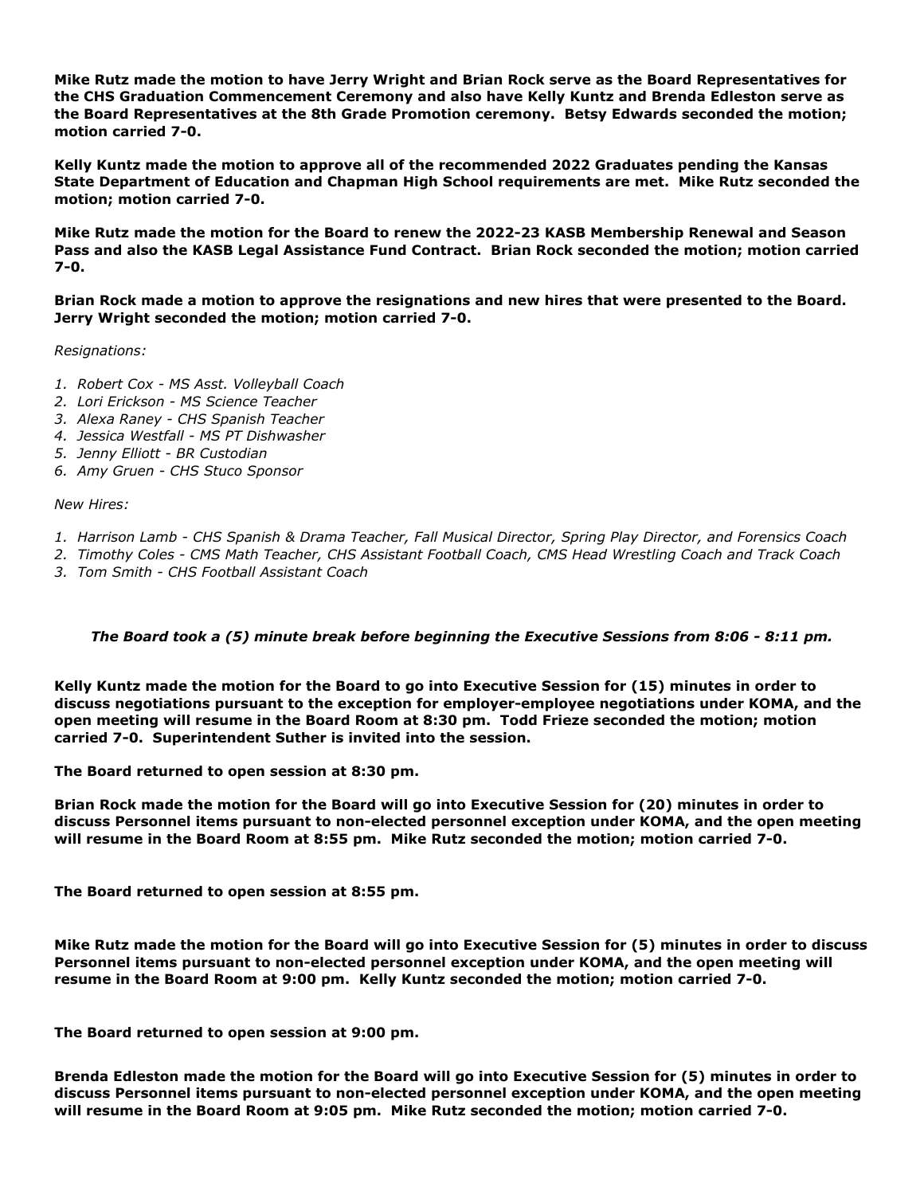**Mike Rutz made the motion to have Jerry Wright and Brian Rock serve as the Board Representatives for the CHS Graduation Commencement Ceremony and also have Kelly Kuntz and Brenda Edleston serve as the Board Representatives at the 8th Grade Promotion ceremony. Betsy Edwards seconded the motion; motion carried 7-0.**

**Kelly Kuntz made the motion to approve all of the recommended 2022 Graduates pending the Kansas State Department of Education and Chapman High School requirements are met. Mike Rutz seconded the motion; motion carried 7-0.**

**Mike Rutz made the motion for the Board to renew the 2022-23 KASB Membership Renewal and Season Pass and also the KASB Legal Assistance Fund Contract. Brian Rock seconded the motion; motion carried 7-0.**

**Brian Rock made a motion to approve the resignations and new hires that were presented to the Board. Jerry Wright seconded the motion; motion carried 7-0.**

*Resignations:*

1. *Robert Cox - MS Asst. Volleyball Coach*
2. *Lori Erickson - MS Science Teacher*
3. *Alexa Raney - CHS Spanish Teacher*
4. *Jessica Westfall - MS PT Dishwasher*
5. *Jenny Elliott - BR Custodian*
6. *Amy Gruen - CHS Stuco Sponsor*

*New Hires:*

1. *Harrison Lamb - CHS Spanish & Drama Teacher, Fall Musical Director, Spring Play Director, and Forensics Coach*
2. *Timothy Coles - CMS Math Teacher, CHS Assistant Football Coach, CMS Head Wrestling Coach and Track Coach*
3. *Tom Smith - CHS Football Assistant Coach*

***The Board took a (5) minute break before beginning the Executive Sessions from 8:06 - 8:11 pm.***

**Kelly Kuntz made the motion for the Board to go into Executive Session for (15) minutes in order to discuss negotiations pursuant to the exception for employer-employee negotiations under KOMA, and the open meeting will resume in the Board Room at 8:30 pm. Todd Frieze seconded the motion; motion carried 7-0. Superintendent Suther is invited into the session.**

**The Board returned to open session at 8:30 pm.**

**Brian Rock made the motion for the Board will go into Executive Session for (20) minutes in order to discuss Personnel items pursuant to non-elected personnel exception under KOMA, and the open meeting will resume in the Board Room at 8:55 pm. Mike Rutz seconded the motion; motion carried 7-0.**

**The Board returned to open session at 8:55 pm.**

**Mike Rutz made the motion for the Board will go into Executive Session for (5) minutes in order to discuss Personnel items pursuant to non-elected personnel exception under KOMA, and the open meeting will resume in the Board Room at 9:00 pm. Kelly Kuntz seconded the motion; motion carried 7-0.**

**The Board returned to open session at 9:00 pm.**

**Brenda Edleston made the motion for the Board will go into Executive Session for (5) minutes in order to discuss Personnel items pursuant to non-elected personnel exception under KOMA, and the open meeting will resume in the Board Room at 9:05 pm. Mike Rutz seconded the motion; motion carried 7-0.**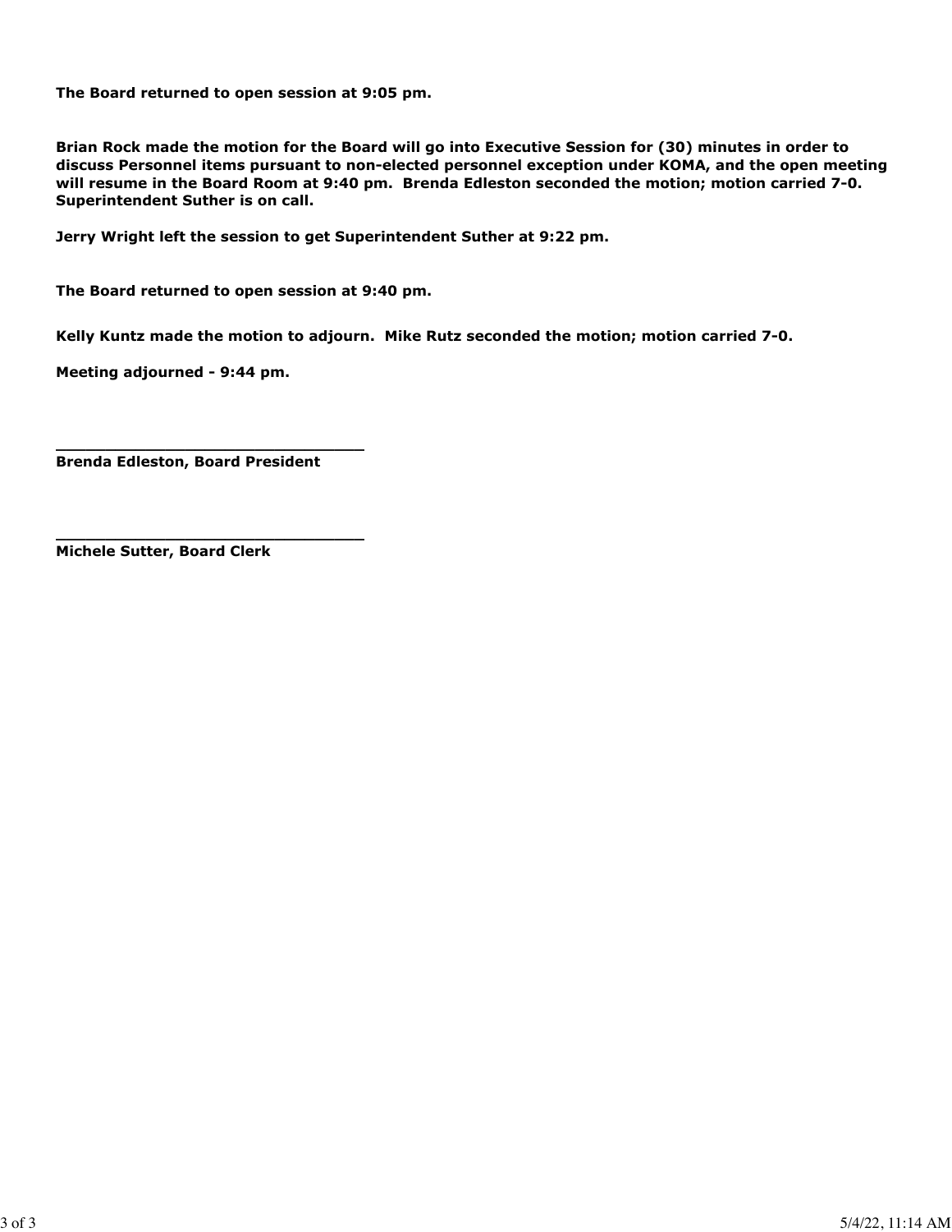**The Board returned to open session at 9:05 pm.**

**Brian Rock made the motion for the Board will go into Executive Session for (30) minutes in order to discuss Personnel items pursuant to non-elected personnel exception under KOMA, and the open meeting will resume in the Board Room at 9:40 pm. Brenda Edleston seconded the motion; motion carried 7-0. Superintendent Suther is on call.**

**Jerry Wright left the session to get Superintendent Suther at 9:22 pm.**

**The Board returned to open session at 9:40 pm.**

**Kelly Kuntz made the motion to adjourn. Mike Rutz seconded the motion; motion carried 7-0.**

**Meeting adjourned - 9:44 pm.**

**________________________________**
**Brenda Edleston, Board President**

**________________________________**
**Michele Sutter, Board Clerk**